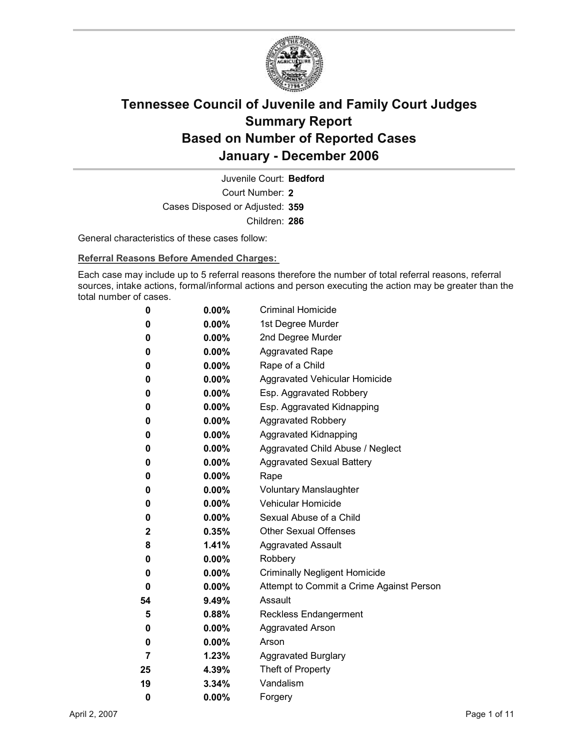# Tennessee Council of Juvenile and Family Court Judges
# Summary Report
# Based on Number of Reported Cases
# January - December 2006

Juvenile Court: **Bedford**

Court Number: **2**

Cases Disposed or Adjusted: **359**

Children: **286**

General characteristics of these cases follow:

**Referral Reasons Before Amended Charges:**

Each case may include up to 5 referral reasons therefore the number of total referral reasons, referral sources, intake actions, formal/informal actions and person executing the action may be greater than the total number of cases.

| | | |
|---|---|---|
| **0** | **0.00%** | Criminal Homicide |
| **0** | **0.00%** | 1st Degree Murder |
| **0** | **0.00%** | 2nd Degree Murder |
| **0** | **0.00%** | Aggravated Rape |
| **0** | **0.00%** | Rape of a Child |
| **0** | **0.00%** | Aggravated Vehicular Homicide |
| **0** | **0.00%** | Esp. Aggravated Robbery |
| **0** | **0.00%** | Esp. Aggravated Kidnapping |
| **0** | **0.00%** | Aggravated Robbery |
| **0** | **0.00%** | Aggravated Kidnapping |
| **0** | **0.00%** | Aggravated Child Abuse / Neglect |
| **0** | **0.00%** | Aggravated Sexual Battery |
| **0** | **0.00%** | Rape |
| **0** | **0.00%** | Voluntary Manslaughter |
| **0** | **0.00%** | Vehicular Homicide |
| **0** | **0.00%** | Sexual Abuse of a Child |
| **2** | **0.35%** | Other Sexual Offenses |
| **8** | **1.41%** | Aggravated Assault |
| **0** | **0.00%** | Robbery |
| **0** | **0.00%** | Criminally Negligent Homicide |
| **0** | **0.00%** | Attempt to Commit a Crime Against Person |
| **54** | **9.49%** | Assault |
| **5** | **0.88%** | Reckless Endangerment |
| **0** | **0.00%** | Aggravated Arson |
| **0** | **0.00%** | Arson |
| **7** | **1.23%** | Aggravated Burglary |
| **25** | **4.39%** | Theft of Property |
| **19** | **3.34%** | Vandalism |
| **0** | **0.00%** | Forgery |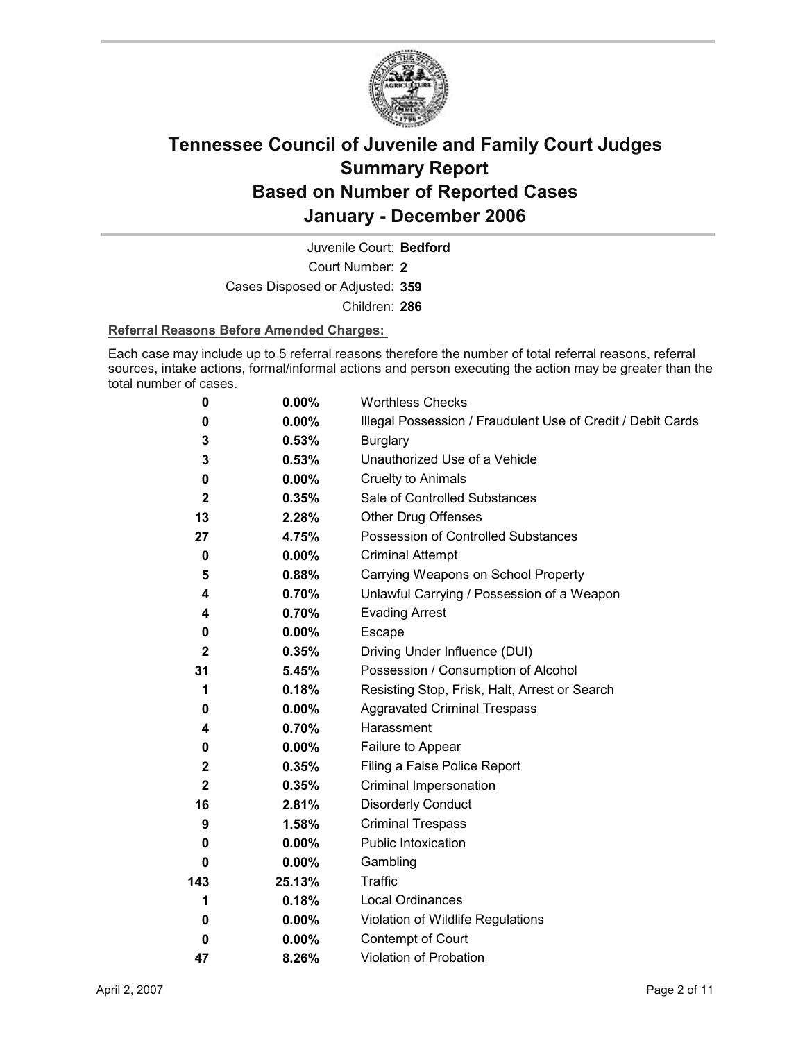# Tennessee Council of Juvenile and Family Court Judges Summary Report Based on Number of Reported Cases January - December 2006

Juvenile Court: **Bedford**

Court Number: **2**

Cases Disposed or Adjusted: **359**

Children: **286**

**Referral Reasons Before Amended Charges:**

Each case may include up to 5 referral reasons therefore the number of total referral reasons, referral sources, intake actions, formal/informal actions and person executing the action may be greater than the total number of cases.

| | | |
|---|---|---|
| 0 | 0.00% | Worthless Checks |
| 0 | 0.00% | Illegal Possession / Fraudulent Use of Credit / Debit Cards |
| 3 | 0.53% | Burglary |
| 3 | 0.53% | Unauthorized Use of a Vehicle |
| 0 | 0.00% | Cruelty to Animals |
| 2 | 0.35% | Sale of Controlled Substances |
| 13 | 2.28% | Other Drug Offenses |
| 27 | 4.75% | Possession of Controlled Substances |
| 0 | 0.00% | Criminal Attempt |
| 5 | 0.88% | Carrying Weapons on School Property |
| 4 | 0.70% | Unlawful Carrying / Possession of a Weapon |
| 4 | 0.70% | Evading Arrest |
| 0 | 0.00% | Escape |
| 2 | 0.35% | Driving Under Influence (DUI) |
| 31 | 5.45% | Possession / Consumption of Alcohol |
| 1 | 0.18% | Resisting Stop, Frisk, Halt, Arrest or Search |
| 0 | 0.00% | Aggravated Criminal Trespass |
| 4 | 0.70% | Harassment |
| 0 | 0.00% | Failure to Appear |
| 2 | 0.35% | Filing a False Police Report |
| 2 | 0.35% | Criminal Impersonation |
| 16 | 2.81% | Disorderly Conduct |
| 9 | 1.58% | Criminal Trespass |
| 0 | 0.00% | Public Intoxication |
| 0 | 0.00% | Gambling |
| 143 | 25.13% | Traffic |
| 1 | 0.18% | Local Ordinances |
| 0 | 0.00% | Violation of Wildlife Regulations |
| 0 | 0.00% | Contempt of Court |
| 47 | 8.26% | Violation of Probation |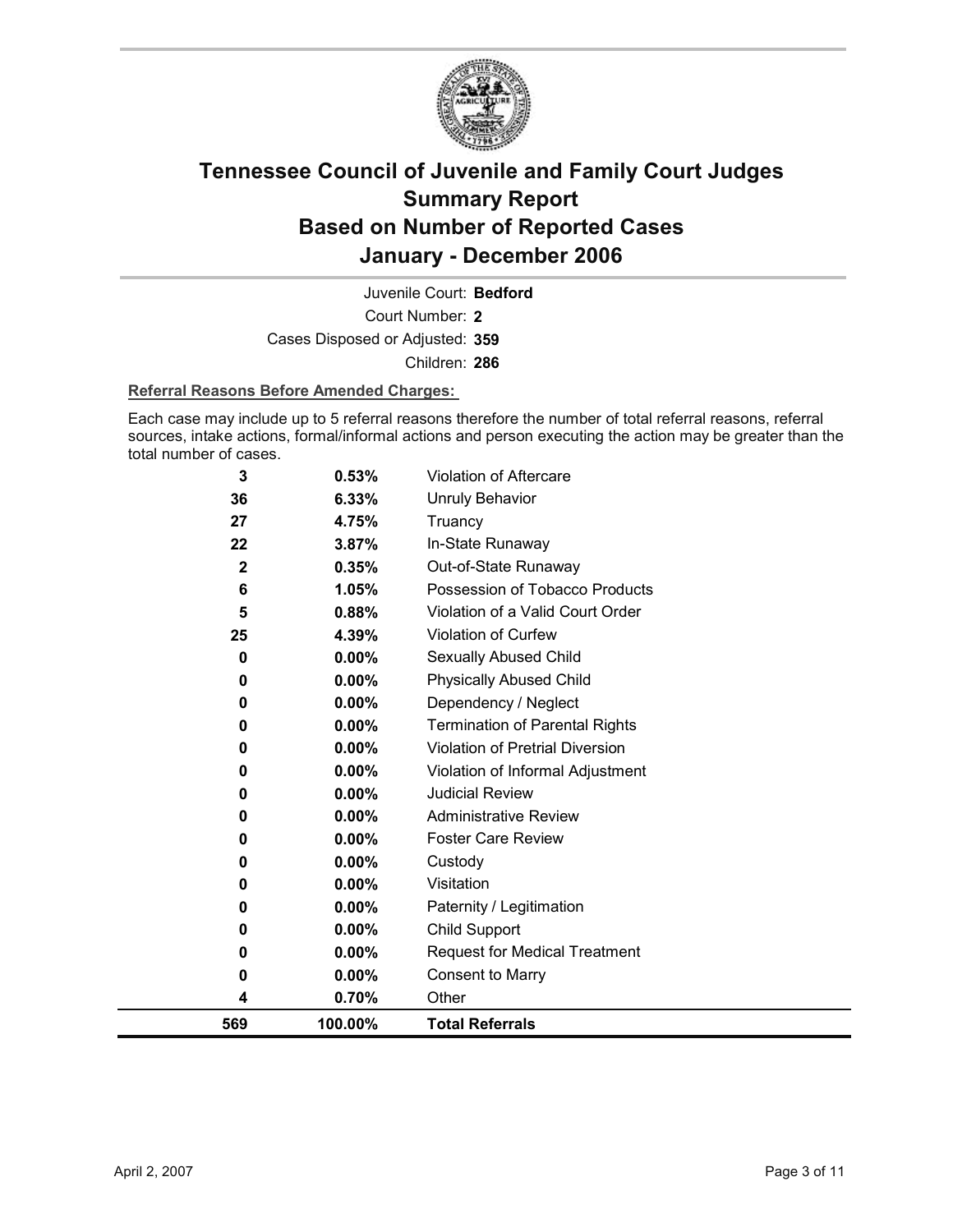# Tennessee Council of Juvenile and Family Court Judges Summary Report Based on Number of Reported Cases January - December 2006

Juvenile Court: **Bedford**

Court Number: **2**

Cases Disposed or Adjusted: **359**

Children: **286**

**Referral Reasons Before Amended Charges:**

Each case may include up to 5 referral reasons therefore the number of total referral reasons, referral sources, intake actions, formal/informal actions and person executing the action may be greater than the total number of cases.

| Count | Percent | Referral Reason |
|---|---|---|
| 3 | 0.53% | Violation of Aftercare |
| 36 | 6.33% | Unruly Behavior |
| 27 | 4.75% | Truancy |
| 22 | 3.87% | In-State Runaway |
| 2 | 0.35% | Out-of-State Runaway |
| 6 | 1.05% | Possession of Tobacco Products |
| 5 | 0.88% | Violation of a Valid Court Order |
| 25 | 4.39% | Violation of Curfew |
| 0 | 0.00% | Sexually Abused Child |
| 0 | 0.00% | Physically Abused Child |
| 0 | 0.00% | Dependency / Neglect |
| 0 | 0.00% | Termination of Parental Rights |
| 0 | 0.00% | Violation of Pretrial Diversion |
| 0 | 0.00% | Violation of Informal Adjustment |
| 0 | 0.00% | Judicial Review |
| 0 | 0.00% | Administrative Review |
| 0 | 0.00% | Foster Care Review |
| 0 | 0.00% | Custody |
| 0 | 0.00% | Visitation |
| 0 | 0.00% | Paternity / Legitimation |
| 0 | 0.00% | Child Support |
| 0 | 0.00% | Request for Medical Treatment |
| 0 | 0.00% | Consent to Marry |
| 4 | 0.70% | Other |
| **569** | **100.00%** | **Total Referrals** |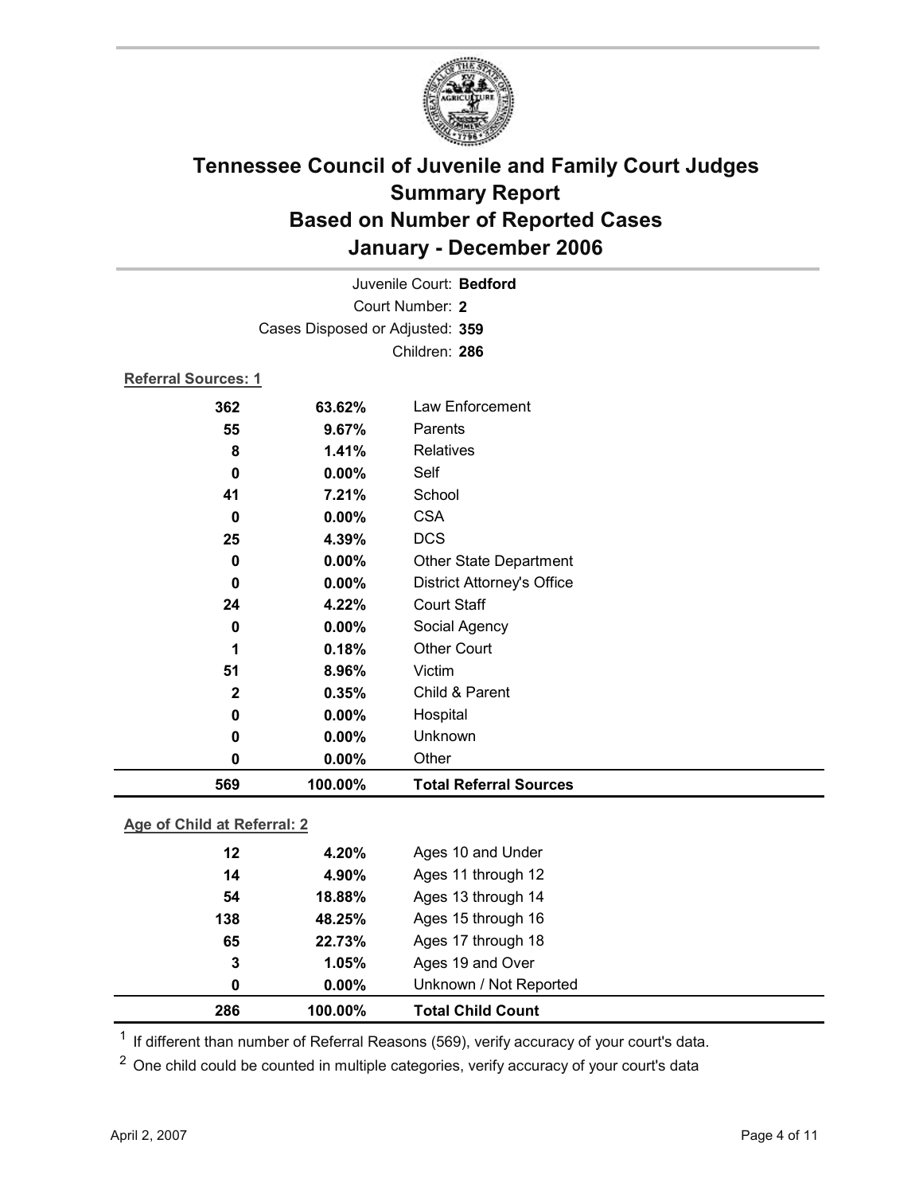# Tennessee Council of Juvenile and Family Court Judges
# Summary Report
# Based on Number of Reported Cases
# January - December 2006

Juvenile Court: **Bedford**

Court Number: **2**

Cases Disposed or Adjusted: **359**

Children: **286**

**Referral Sources: 1**

| | | |
|---|---|---|
| 362 | 63.62% | Law Enforcement |
| 55 | 9.67% | Parents |
| 8 | 1.41% | Relatives |
| 0 | 0.00% | Self |
| 41 | 7.21% | School |
| 0 | 0.00% | CSA |
| 25 | 4.39% | DCS |
| 0 | 0.00% | Other State Department |
| 0 | 0.00% | District Attorney's Office |
| 24 | 4.22% | Court Staff |
| 0 | 0.00% | Social Agency |
| 1 | 0.18% | Other Court |
| 51 | 8.96% | Victim |
| 2 | 0.35% | Child & Parent |
| 0 | 0.00% | Hospital |
| 0 | 0.00% | Unknown |
| 0 | 0.00% | Other |
| **569** | **100.00%** | **Total Referral Sources** |

**Age of Child at Referral: 2**

| | | |
|---|---|---|
| 12 | 4.20% | Ages 10 and Under |
| 14 | 4.90% | Ages 11 through 12 |
| 54 | 18.88% | Ages 13 through 14 |
| 138 | 48.25% | Ages 15 through 16 |
| 65 | 22.73% | Ages 17 through 18 |
| 3 | 1.05% | Ages 19 and Over |
| 0 | 0.00% | Unknown / Not Reported |
| **286** | **100.00%** | **Total Child Count** |

[1] If different than number of Referral Reasons (569), verify accuracy of your court's data.

[2] One child could be counted in multiple categories, verify accuracy of your court's data

April 2, 2007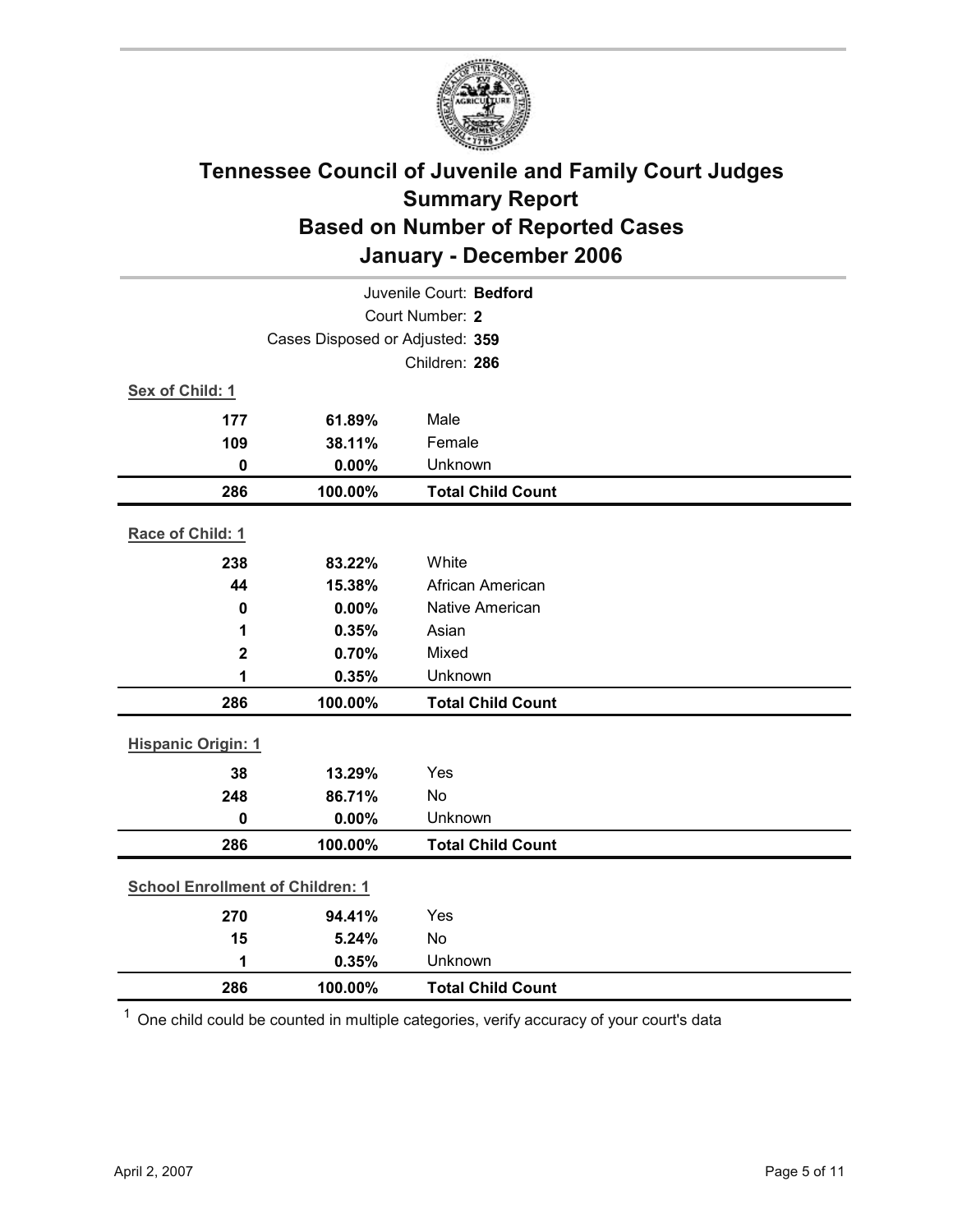# Tennessee Council of Juvenile and Family Court Judges
## Summary Report
## Based on Number of Reported Cases
## January - December 2006

Juvenile Court: **Bedford**
Court Number: **2**
Cases Disposed or Adjusted: **359**
Children: **286**

**Sex of Child: 1**

| | | |
|---|---|---|
| **177** | **61.89%** | Male |
| **109** | **38.11%** | Female |
| **0** | **0.00%** | Unknown |
| **286** | **100.00%** | **Total Child Count** |

**Race of Child: 1**

| | | |
|---|---|---|
| **238** | **83.22%** | White |
| **44** | **15.38%** | African American |
| **0** | **0.00%** | Native American |
| **1** | **0.35%** | Asian |
| **2** | **0.70%** | Mixed |
| **1** | **0.35%** | Unknown |
| **286** | **100.00%** | **Total Child Count** |

**Hispanic Origin: 1**

| | | |
|---|---|---|
| **38** | **13.29%** | Yes |
| **248** | **86.71%** | No |
| **0** | **0.00%** | Unknown |
| **286** | **100.00%** | **Total Child Count** |

**School Enrollment of Children: 1**

| | | |
|---|---|---|
| **270** | **94.41%** | Yes |
| **15** | **5.24%** | No |
| **1** | **0.35%** | Unknown |
| **286** | **100.00%** | **Total Child Count** |

[1] One child could be counted in multiple categories, verify accuracy of your court's data

April 2, 2007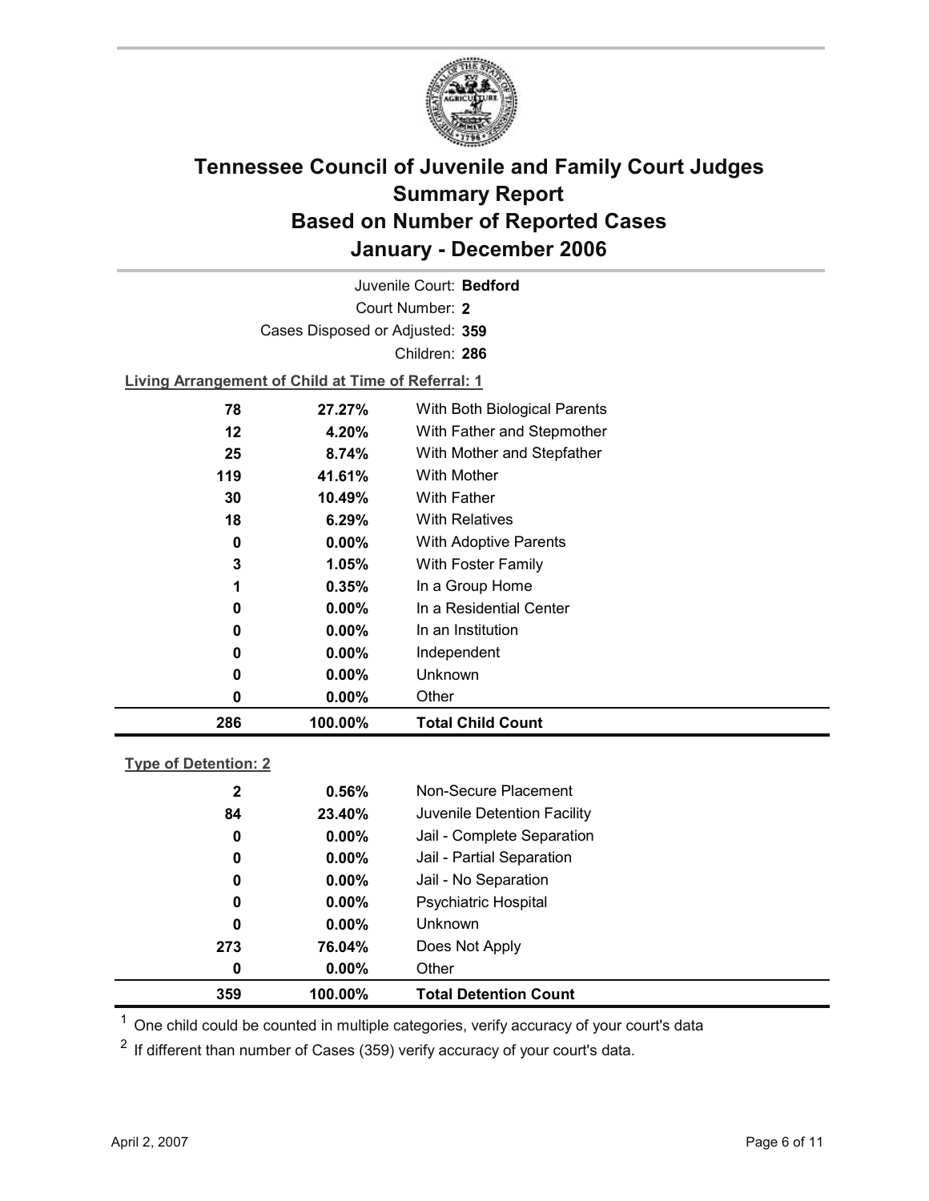# Tennessee Council of Juvenile and Family Court Judges
# Summary Report
# Based on Number of Reported Cases
# January - December 2006

Juvenile Court: **Bedford**

Court Number: **2**

Cases Disposed or Adjusted: **359**

Children: **286**

**Living Arrangement of Child at Time of Referral: 1**

| Count | Percent | Category |
|---|---|---|
| 78 | 27.27% | With Both Biological Parents |
| 12 | 4.20% | With Father and Stepmother |
| 25 | 8.74% | With Mother and Stepfather |
| 119 | 41.61% | With Mother |
| 30 | 10.49% | With Father |
| 18 | 6.29% | With Relatives |
| 0 | 0.00% | With Adoptive Parents |
| 3 | 1.05% | With Foster Family |
| 1 | 0.35% | In a Group Home |
| 0 | 0.00% | In a Residential Center |
| 0 | 0.00% | In an Institution |
| 0 | 0.00% | Independent |
| 0 | 0.00% | Unknown |
| 0 | 0.00% | Other |
| **286** | **100.00%** | **Total Child Count** |

**Type of Detention: 2**

| Count | Percent | Category |
|---|---|---|
| 2 | 0.56% | Non-Secure Placement |
| 84 | 23.40% | Juvenile Detention Facility |
| 0 | 0.00% | Jail - Complete Separation |
| 0 | 0.00% | Jail - Partial Separation |
| 0 | 0.00% | Jail - No Separation |
| 0 | 0.00% | Psychiatric Hospital |
| 0 | 0.00% | Unknown |
| 273 | 76.04% | Does Not Apply |
| 0 | 0.00% | Other |
| **359** | **100.00%** | **Total Detention Count** |

[1] One child could be counted in multiple categories, verify accuracy of your court's data

[2] If different than number of Cases (359) verify accuracy of your court's data.

April 2, 2007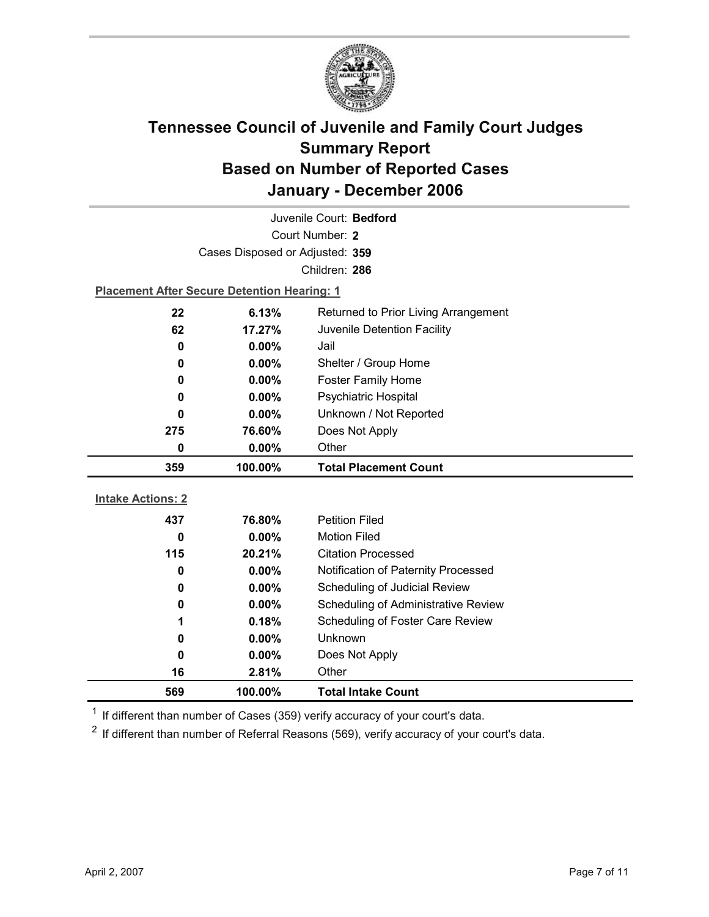# Tennessee Council of Juvenile and Family Court Judges
## Summary Report
## Based on Number of Reported Cases
## January - December 2006

Juvenile Court: **Bedford**

Court Number: **2**

Cases Disposed or Adjusted: **359**

Children: **286**

**Placement After Secure Detention Hearing: 1**

| Count | Percent | Placement |
| --- | --- | --- |
| 22 | 6.13% | Returned to Prior Living Arrangement |
| 62 | 17.27% | Juvenile Detention Facility |
| 0 | 0.00% | Jail |
| 0 | 0.00% | Shelter / Group Home |
| 0 | 0.00% | Foster Family Home |
| 0 | 0.00% | Psychiatric Hospital |
| 0 | 0.00% | Unknown / Not Reported |
| 275 | 76.60% | Does Not Apply |
| 0 | 0.00% | Other |
| **359** | **100.00%** | **Total Placement Count** |

**Intake Actions: 2**

| Count | Percent | Intake Action |
| --- | --- | --- |
| 437 | 76.80% | Petition Filed |
| 0 | 0.00% | Motion Filed |
| 115 | 20.21% | Citation Processed |
| 0 | 0.00% | Notification of Paternity Processed |
| 0 | 0.00% | Scheduling of Judicial Review |
| 0 | 0.00% | Scheduling of Administrative Review |
| 1 | 0.18% | Scheduling of Foster Care Review |
| 0 | 0.00% | Unknown |
| 0 | 0.00% | Does Not Apply |
| 16 | 2.81% | Other |
| **569** | **100.00%** | **Total Intake Count** |

[1] If different than number of Cases (359) verify accuracy of your court's data.

[2] If different than number of Referral Reasons (569), verify accuracy of your court's data.

April 2, 2007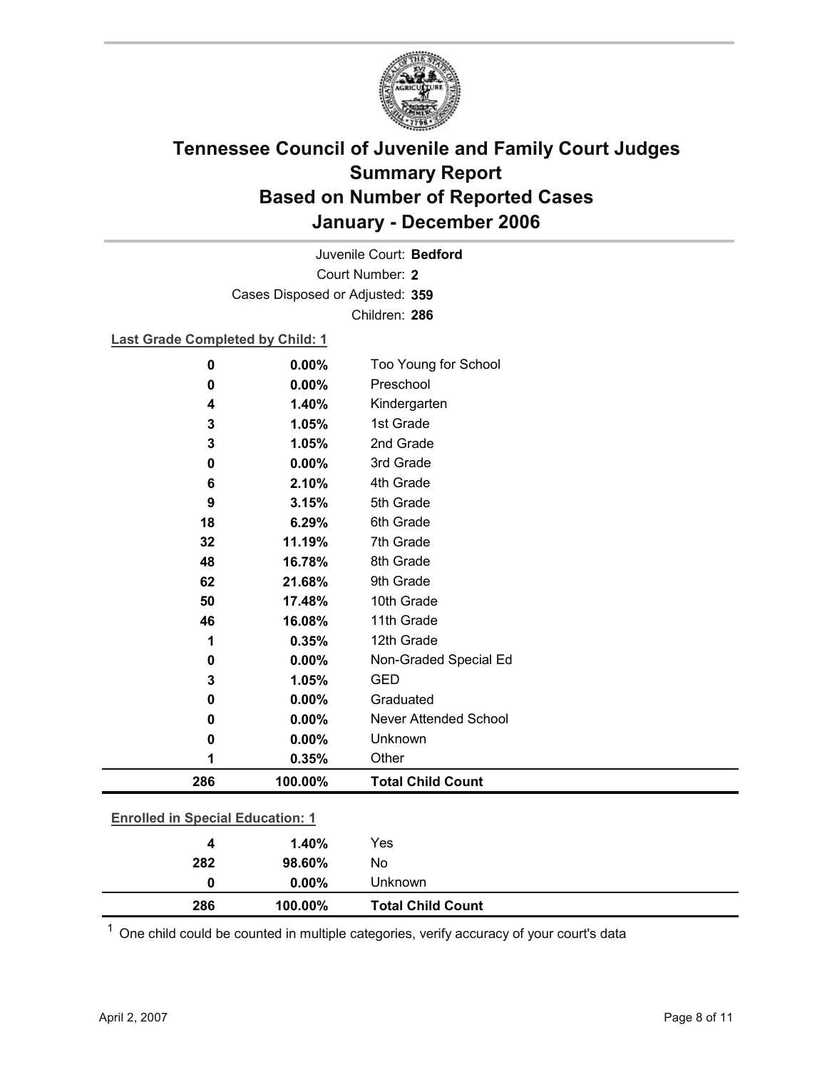# Tennessee Council of Juvenile and Family Court Judges
## Summary Report
## Based on Number of Reported Cases
## January - December 2006

Juvenile Court: **Bedford**
Court Number: **2**
Cases Disposed or Adjusted: **359**
Children: **286**

**Last Grade Completed by Child: 1**

| Count | Percent | Category |
|---|---|---|
| 0 | 0.00% | Too Young for School |
| 0 | 0.00% | Preschool |
| 4 | 1.40% | Kindergarten |
| 3 | 1.05% | 1st Grade |
| 3 | 1.05% | 2nd Grade |
| 0 | 0.00% | 3rd Grade |
| 6 | 2.10% | 4th Grade |
| 9 | 3.15% | 5th Grade |
| 18 | 6.29% | 6th Grade |
| 32 | 11.19% | 7th Grade |
| 48 | 16.78% | 8th Grade |
| 62 | 21.68% | 9th Grade |
| 50 | 17.48% | 10th Grade |
| 46 | 16.08% | 11th Grade |
| 1 | 0.35% | 12th Grade |
| 0 | 0.00% | Non-Graded Special Ed |
| 3 | 1.05% | GED |
| 0 | 0.00% | Graduated |
| 0 | 0.00% | Never Attended School |
| 0 | 0.00% | Unknown |
| 1 | 0.35% | Other |
| **286** | **100.00%** | **Total Child Count** |

**Enrolled in Special Education: 1**

| Count | Percent | Category |
|---|---|---|
| 4 | 1.40% | Yes |
| 282 | 98.60% | No |
| 0 | 0.00% | Unknown |
| **286** | **100.00%** | **Total Child Count** |

[1] One child could be counted in multiple categories, verify accuracy of your court's data

April 2, 2007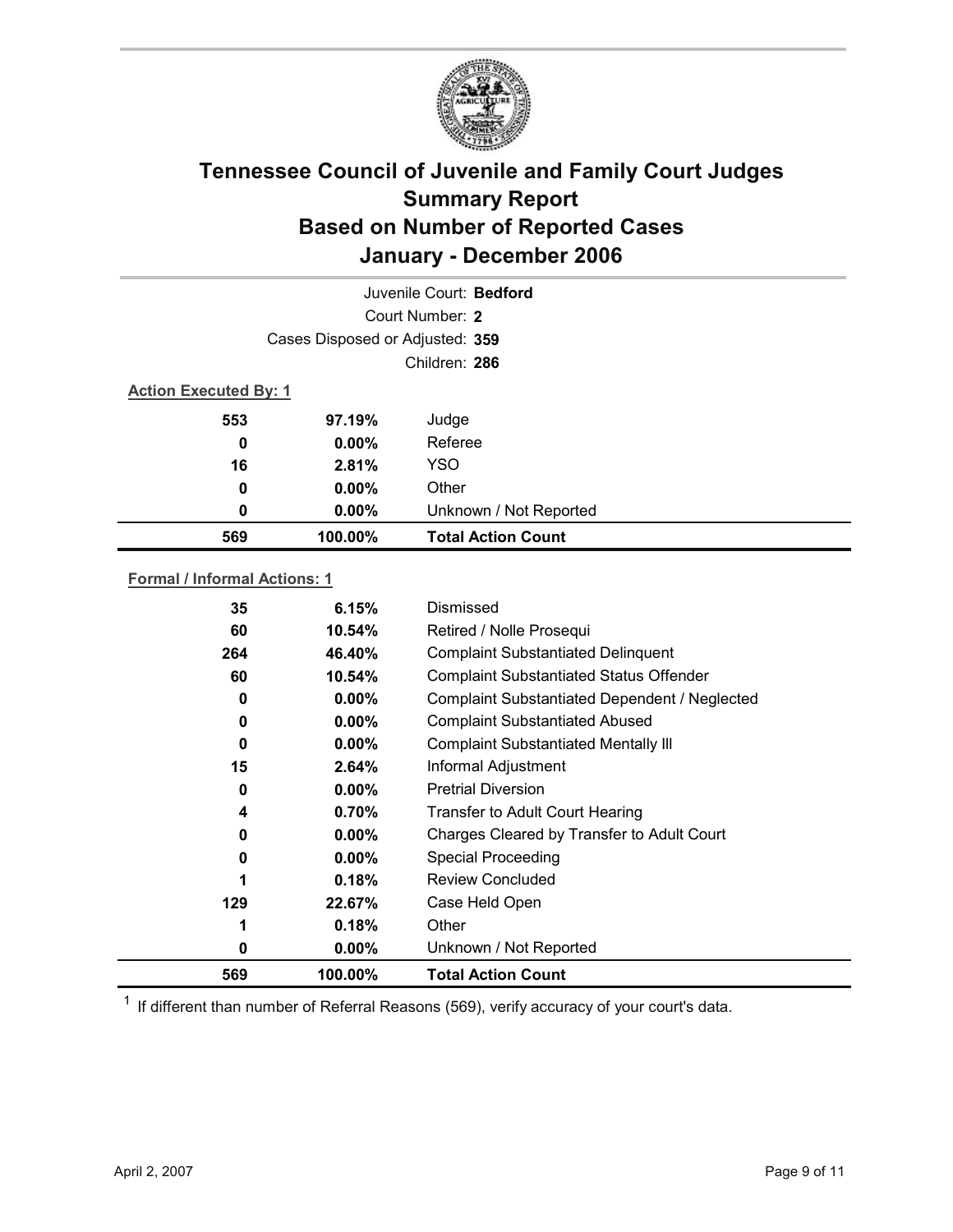# Tennessee Council of Juvenile and Family Court Judges
## Summary Report
## Based on Number of Reported Cases
## January - December 2006

Juvenile Court: **Bedford**
Court Number: **2**
Cases Disposed or Adjusted: **359**
Children: **286**

**Action Executed By: 1**

| | | |
|---|---|---|
| 553 | 97.19% | Judge |
| 0 | 0.00% | Referee |
| 16 | 2.81% | YSO |
| 0 | 0.00% | Other |
| 0 | 0.00% | Unknown / Not Reported |
| **569** | **100.00%** | **Total Action Count** |

**Formal / Informal Actions: 1**

| | | |
|---|---|---|
| 35 | 6.15% | Dismissed |
| 60 | 10.54% | Retired / Nolle Prosequi |
| 264 | 46.40% | Complaint Substantiated Delinquent |
| 60 | 10.54% | Complaint Substantiated Status Offender |
| 0 | 0.00% | Complaint Substantiated Dependent / Neglected |
| 0 | 0.00% | Complaint Substantiated Abused |
| 0 | 0.00% | Complaint Substantiated Mentally Ill |
| 15 | 2.64% | Informal Adjustment |
| 0 | 0.00% | Pretrial Diversion |
| 4 | 0.70% | Transfer to Adult Court Hearing |
| 0 | 0.00% | Charges Cleared by Transfer to Adult Court |
| 0 | 0.00% | Special Proceeding |
| 1 | 0.18% | Review Concluded |
| 129 | 22.67% | Case Held Open |
| 1 | 0.18% | Other |
| 0 | 0.00% | Unknown / Not Reported |
| **569** | **100.00%** | **Total Action Count** |

[1] If different than number of Referral Reasons (569), verify accuracy of your court's data.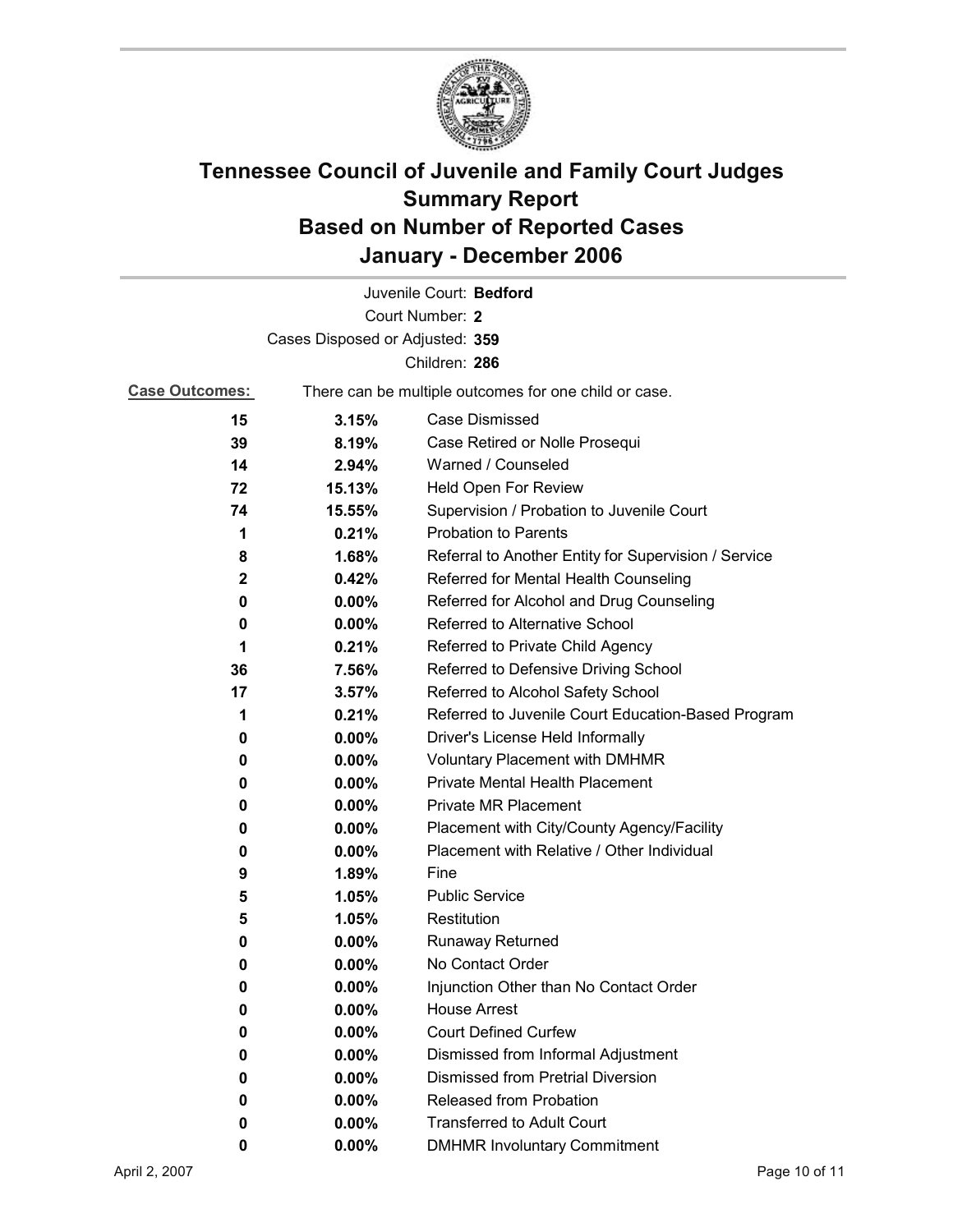# Tennessee Council of Juvenile and Family Court Judges
## Summary Report
## Based on Number of Reported Cases
## January - December 2006

Juvenile Court: **Bedford**
Court Number: **2**
Cases Disposed or Adjusted: **359**
Children: **286**

**Case Outcomes:** There can be multiple outcomes for one child or case.

| Count | Percent | Outcome |
|---|---|---|
| **15** | **3.15%** | Case Dismissed |
| **39** | **8.19%** | Case Retired or Nolle Prosequi |
| **14** | **2.94%** | Warned / Counseled |
| **72** | **15.13%** | Held Open For Review |
| **74** | **15.55%** | Supervision / Probation to Juvenile Court |
| **1** | **0.21%** | Probation to Parents |
| **8** | **1.68%** | Referral to Another Entity for Supervision / Service |
| **2** | **0.42%** | Referred for Mental Health Counseling |
| **0** | **0.00%** | Referred for Alcohol and Drug Counseling |
| **0** | **0.00%** | Referred to Alternative School |
| **1** | **0.21%** | Referred to Private Child Agency |
| **36** | **7.56%** | Referred to Defensive Driving School |
| **17** | **3.57%** | Referred to Alcohol Safety School |
| **1** | **0.21%** | Referred to Juvenile Court Education-Based Program |
| **0** | **0.00%** | Driver's License Held Informally |
| **0** | **0.00%** | Voluntary Placement with DMHMR |
| **0** | **0.00%** | Private Mental Health Placement |
| **0** | **0.00%** | Private MR Placement |
| **0** | **0.00%** | Placement with City/County Agency/Facility |
| **0** | **0.00%** | Placement with Relative / Other Individual |
| **9** | **1.89%** | Fine |
| **5** | **1.05%** | Public Service |
| **5** | **1.05%** | Restitution |
| **0** | **0.00%** | Runaway Returned |
| **0** | **0.00%** | No Contact Order |
| **0** | **0.00%** | Injunction Other than No Contact Order |
| **0** | **0.00%** | House Arrest |
| **0** | **0.00%** | Court Defined Curfew |
| **0** | **0.00%** | Dismissed from Informal Adjustment |
| **0** | **0.00%** | Dismissed from Pretrial Diversion |
| **0** | **0.00%** | Released from Probation |
| **0** | **0.00%** | Transferred to Adult Court |
| **0** | **0.00%** | DMHMR Involuntary Commitment |

April 2, 2007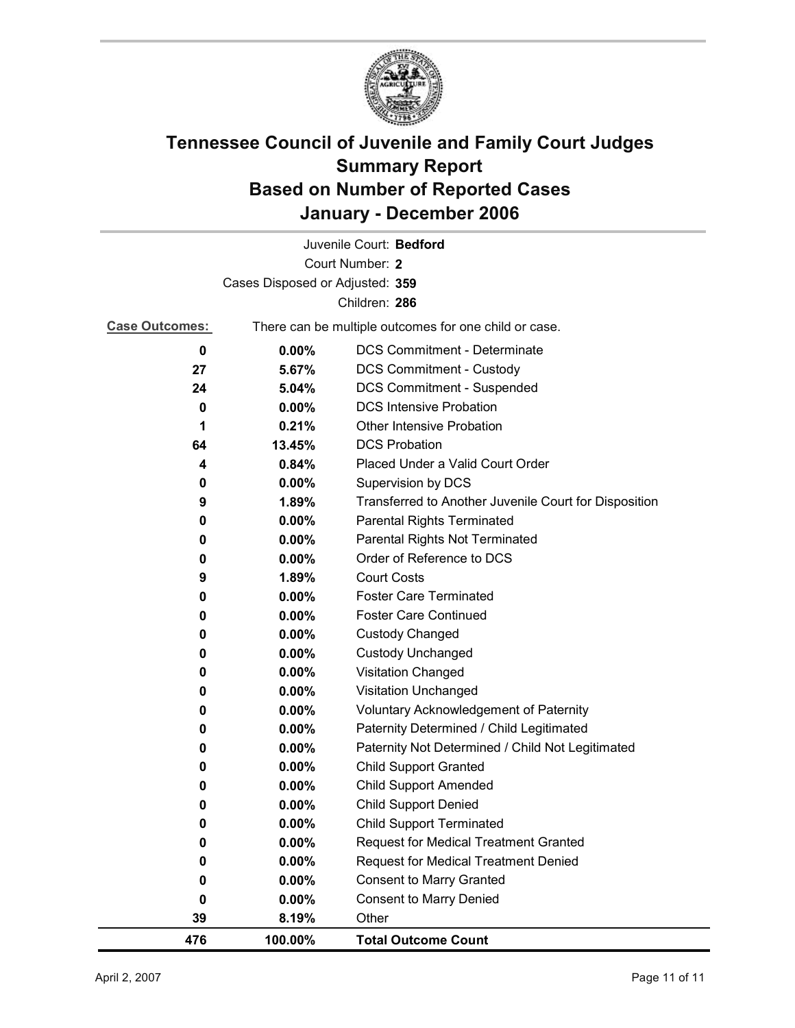# Tennessee Council of Juvenile and Family Court Judges
## Summary Report
## Based on Number of Reported Cases
## January - December 2006

Juvenile Court: **Bedford**

Court Number: **2**

Cases Disposed or Adjusted: **359**

Children: **286**

**Case Outcomes:** There can be multiple outcomes for one child or case.

| | | |
|---|---|---|
| 0 | 0.00% | DCS Commitment - Determinate |
| 27 | 5.67% | DCS Commitment - Custody |
| 24 | 5.04% | DCS Commitment - Suspended |
| 0 | 0.00% | DCS Intensive Probation |
| 1 | 0.21% | Other Intensive Probation |
| 64 | 13.45% | DCS Probation |
| 4 | 0.84% | Placed Under a Valid Court Order |
| 0 | 0.00% | Supervision by DCS |
| 9 | 1.89% | Transferred to Another Juvenile Court for Disposition |
| 0 | 0.00% | Parental Rights Terminated |
| 0 | 0.00% | Parental Rights Not Terminated |
| 0 | 0.00% | Order of Reference to DCS |
| 9 | 1.89% | Court Costs |
| 0 | 0.00% | Foster Care Terminated |
| 0 | 0.00% | Foster Care Continued |
| 0 | 0.00% | Custody Changed |
| 0 | 0.00% | Custody Unchanged |
| 0 | 0.00% | Visitation Changed |
| 0 | 0.00% | Visitation Unchanged |
| 0 | 0.00% | Voluntary Acknowledgement of Paternity |
| 0 | 0.00% | Paternity Determined / Child Legitimated |
| 0 | 0.00% | Paternity Not Determined / Child Not Legitimated |
| 0 | 0.00% | Child Support Granted |
| 0 | 0.00% | Child Support Amended |
| 0 | 0.00% | Child Support Denied |
| 0 | 0.00% | Child Support Terminated |
| 0 | 0.00% | Request for Medical Treatment Granted |
| 0 | 0.00% | Request for Medical Treatment Denied |
| 0 | 0.00% | Consent to Marry Granted |
| 0 | 0.00% | Consent to Marry Denied |
| 39 | 8.19% | Other |
| **476** | **100.00%** | **Total Outcome Count** |

April 2, 2007